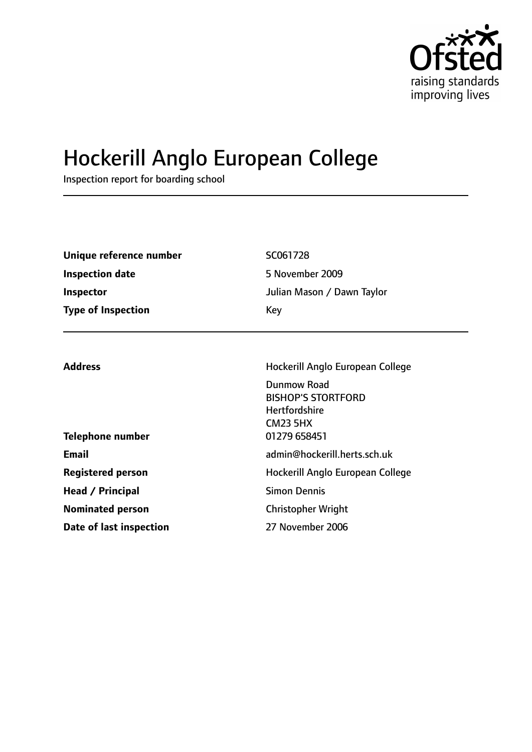Ofsted
raising standards
improving lives

# Hockerill Anglo European College

Inspection report for boarding school

| | |
|---|---|
| **Unique reference number** | SC061728 |
| **Inspection date** | 5 November 2009 |
| **Inspector** | Julian Mason / Dawn Taylor |
| **Type of Inspection** | Key |

| | |
|---|---|
| **Address** | Hockerill Anglo European College<br>Dunmow Road<br>BISHOP'S STORTFORD<br>Hertfordshire<br>CM23 5HX |
| **Telephone number** | 01279 658451 |
| **Email** | admin@hockerill.herts.sch.uk |
| **Registered person** | Hockerill Anglo European College |
| **Head / Principal** | Simon Dennis |
| **Nominated person** | Christopher Wright |
| **Date of last inspection** | 27 November 2006 |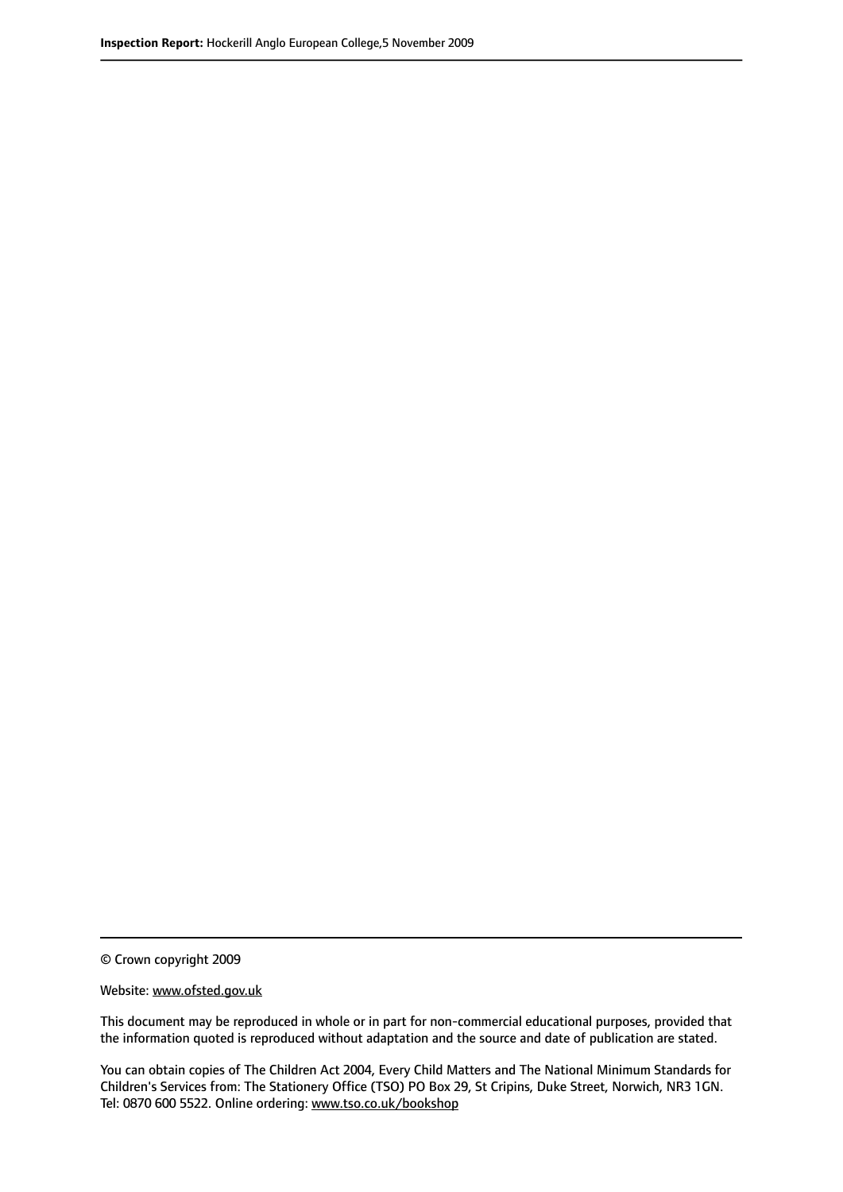© Crown copyright 2009

Website: www.ofsted.gov.uk

This document may be reproduced in whole or in part for non-commercial educational purposes, provided that the information quoted is reproduced without adaptation and the source and date of publication are stated.

You can obtain copies of The Children Act 2004, Every Child Matters and The National Minimum Standards for Children's Services from: The Stationery Office (TSO) PO Box 29, St Cripins, Duke Street, Norwich, NR3 1GN. Tel: 0870 600 5522. Online ordering: www.tso.co.uk/bookshop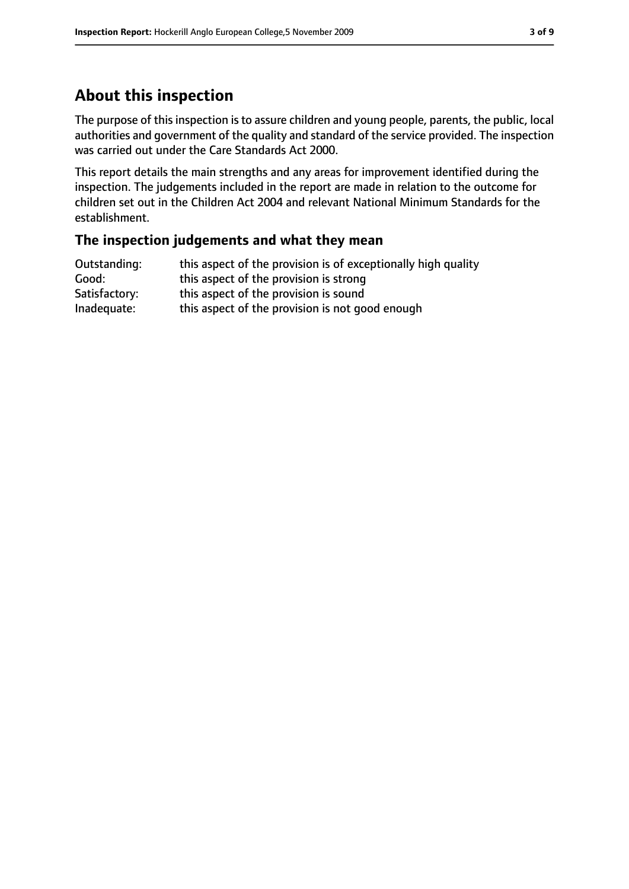## About this inspection

The purpose of this inspection is to assure children and young people, parents, the public, local authorities and government of the quality and standard of the service provided. The inspection was carried out under the Care Standards Act 2000.

This report details the main strengths and any areas for improvement identified during the inspection. The judgements included in the report are made in relation to the outcome for children set out in the Children Act 2004 and relevant National Minimum Standards for the establishment.

### The inspection judgements and what they mean

| | |
|---|---|
| Outstanding: | this aspect of the provision is of exceptionally high quality |
| Good: | this aspect of the provision is strong |
| Satisfactory: | this aspect of the provision is sound |
| Inadequate: | this aspect of the provision is not good enough |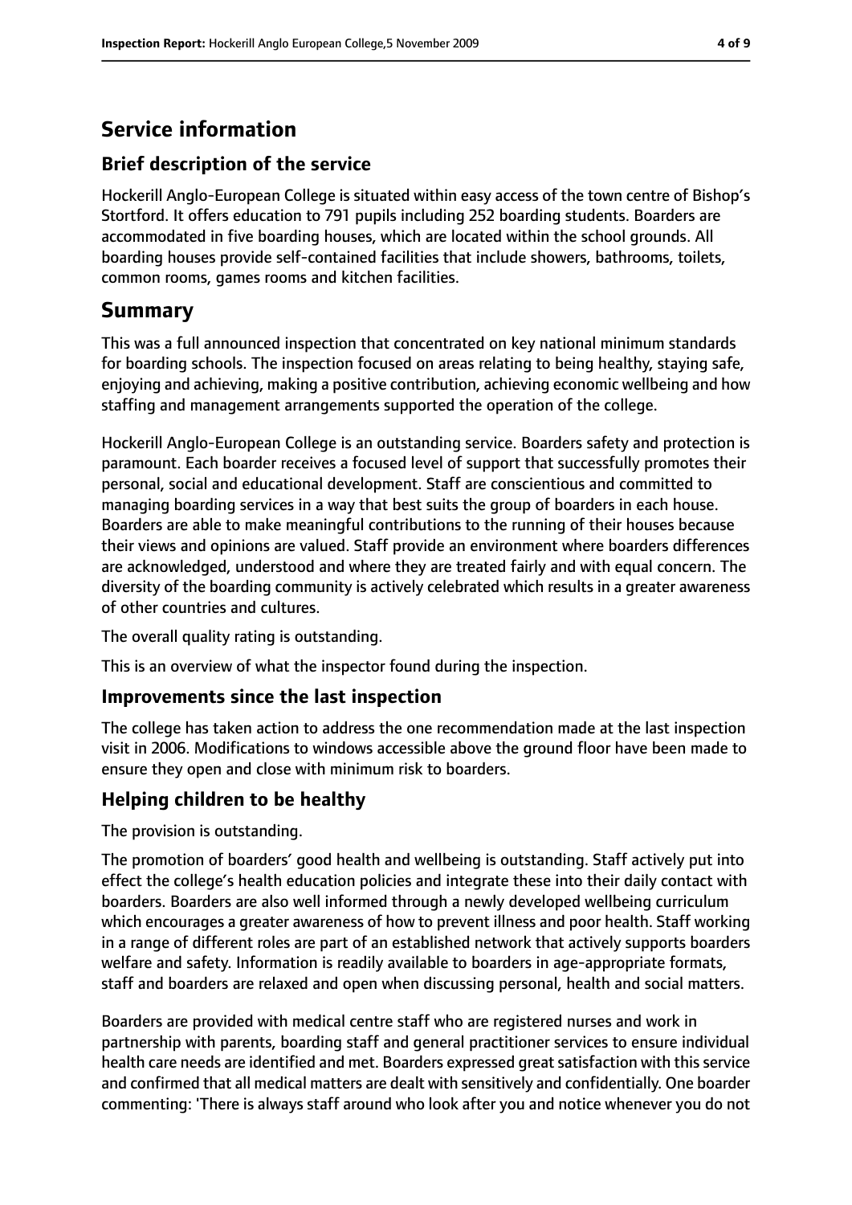## Service information

### Brief description of the service

Hockerill Anglo-European College is situated within easy access of the town centre of Bishop's Stortford. It offers education to 791 pupils including 252 boarding students. Boarders are accommodated in five boarding houses, which are located within the school grounds. All boarding houses provide self-contained facilities that include showers, bathrooms, toilets, common rooms, games rooms and kitchen facilities.

## Summary

This was a full announced inspection that concentrated on key national minimum standards for boarding schools. The inspection focused on areas relating to being healthy, staying safe, enjoying and achieving, making a positive contribution, achieving economic wellbeing and how staffing and management arrangements supported the operation of the college.

Hockerill Anglo-European College is an outstanding service. Boarders safety and protection is paramount. Each boarder receives a focused level of support that successfully promotes their personal, social and educational development. Staff are conscientious and committed to managing boarding services in a way that best suits the group of boarders in each house. Boarders are able to make meaningful contributions to the running of their houses because their views and opinions are valued. Staff provide an environment where boarders differences are acknowledged, understood and where they are treated fairly and with equal concern. The diversity of the boarding community is actively celebrated which results in a greater awareness of other countries and cultures.

The overall quality rating is outstanding.

This is an overview of what the inspector found during the inspection.

### Improvements since the last inspection

The college has taken action to address the one recommendation made at the last inspection visit in 2006. Modifications to windows accessible above the ground floor have been made to ensure they open and close with minimum risk to boarders.

### Helping children to be healthy

The provision is outstanding.

The promotion of boarders' good health and wellbeing is outstanding. Staff actively put into effect the college's health education policies and integrate these into their daily contact with boarders. Boarders are also well informed through a newly developed wellbeing curriculum which encourages a greater awareness of how to prevent illness and poor health. Staff working in a range of different roles are part of an established network that actively supports boarders welfare and safety. Information is readily available to boarders in age-appropriate formats, staff and boarders are relaxed and open when discussing personal, health and social matters.

Boarders are provided with medical centre staff who are registered nurses and work in partnership with parents, boarding staff and general practitioner services to ensure individual health care needs are identified and met. Boarders expressed great satisfaction with this service and confirmed that all medical matters are dealt with sensitively and confidentially. One boarder commenting: 'There is always staff around who look after you and notice whenever you do not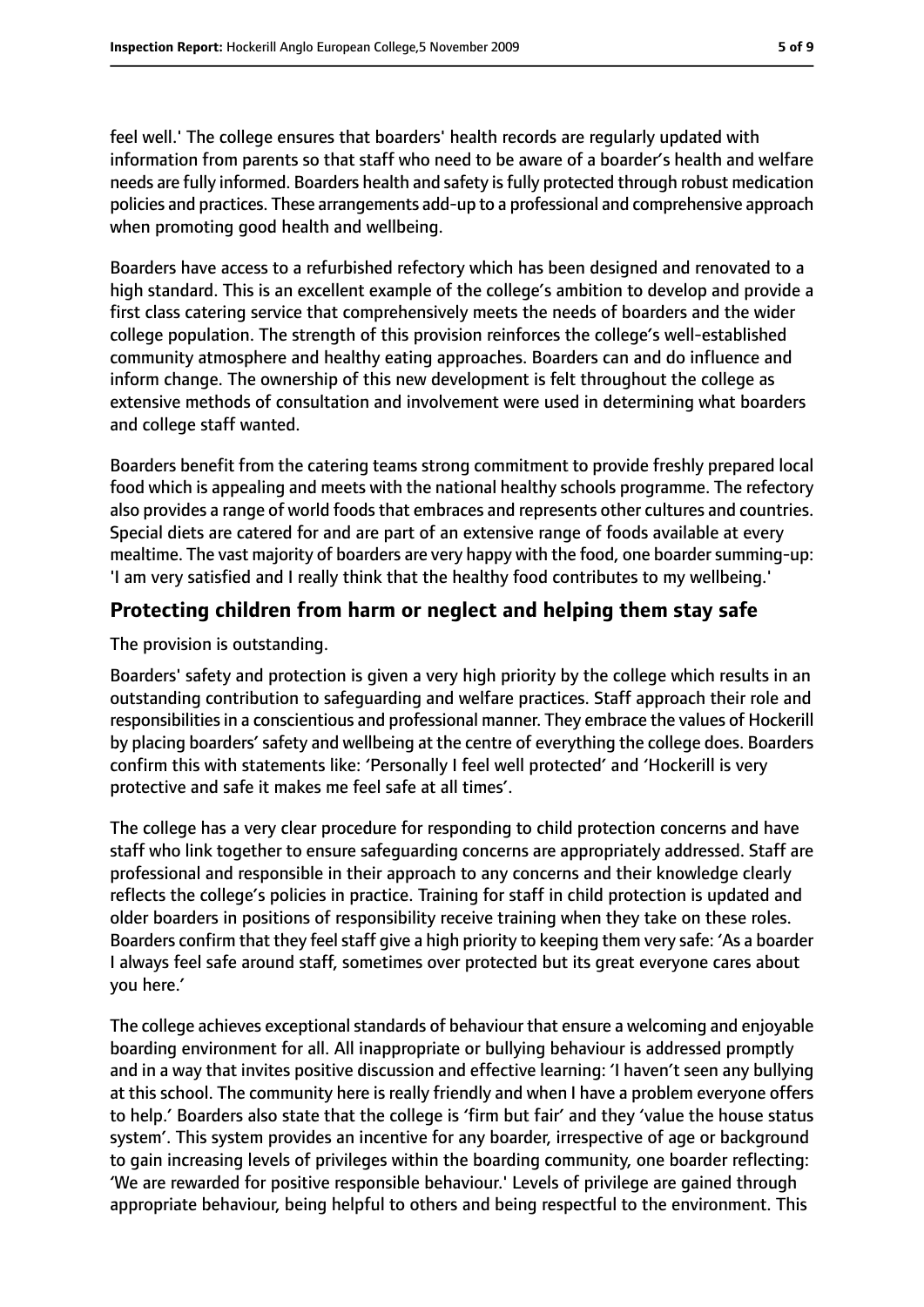feel well.' The college ensures that boarders' health records are regularly updated with information from parents so that staff who need to be aware of a boarder's health and welfare needs are fully informed. Boarders health and safety is fully protected through robust medication policies and practices. These arrangements add-up to a professional and comprehensive approach when promoting good health and wellbeing.

Boarders have access to a refurbished refectory which has been designed and renovated to a high standard. This is an excellent example of the college's ambition to develop and provide a first class catering service that comprehensively meets the needs of boarders and the wider college population. The strength of this provision reinforces the college's well-established community atmosphere and healthy eating approaches. Boarders can and do influence and inform change. The ownership of this new development is felt throughout the college as extensive methods of consultation and involvement were used in determining what boarders and college staff wanted.

Boarders benefit from the catering teams strong commitment to provide freshly prepared local food which is appealing and meets with the national healthy schools programme. The refectory also provides a range of world foods that embraces and represents other cultures and countries. Special diets are catered for and are part of an extensive range of foods available at every mealtime. The vast majority of boarders are very happy with the food, one boarder summing-up: 'I am very satisfied and I really think that the healthy food contributes to my wellbeing.'

## Protecting children from harm or neglect and helping them stay safe

The provision is outstanding.

Boarders' safety and protection is given a very high priority by the college which results in an outstanding contribution to safeguarding and welfare practices. Staff approach their role and responsibilities in a conscientious and professional manner. They embrace the values of Hockerill by placing boarders' safety and wellbeing at the centre of everything the college does. Boarders confirm this with statements like: 'Personally I feel well protected' and 'Hockerill is very protective and safe it makes me feel safe at all times'.

The college has a very clear procedure for responding to child protection concerns and have staff who link together to ensure safeguarding concerns are appropriately addressed. Staff are professional and responsible in their approach to any concerns and their knowledge clearly reflects the college's policies in practice. Training for staff in child protection is updated and older boarders in positions of responsibility receive training when they take on these roles. Boarders confirm that they feel staff give a high priority to keeping them very safe: 'As a boarder I always feel safe around staff, sometimes over protected but its great everyone cares about you here.'

The college achieves exceptional standards of behaviour that ensure a welcoming and enjoyable boarding environment for all. All inappropriate or bullying behaviour is addressed promptly and in a way that invites positive discussion and effective learning: 'I haven't seen any bullying at this school. The community here is really friendly and when I have a problem everyone offers to help.' Boarders also state that the college is 'firm but fair' and they 'value the house status system'. This system provides an incentive for any boarder, irrespective of age or background to gain increasing levels of privileges within the boarding community, one boarder reflecting: 'We are rewarded for positive responsible behaviour.' Levels of privilege are gained through appropriate behaviour, being helpful to others and being respectful to the environment. This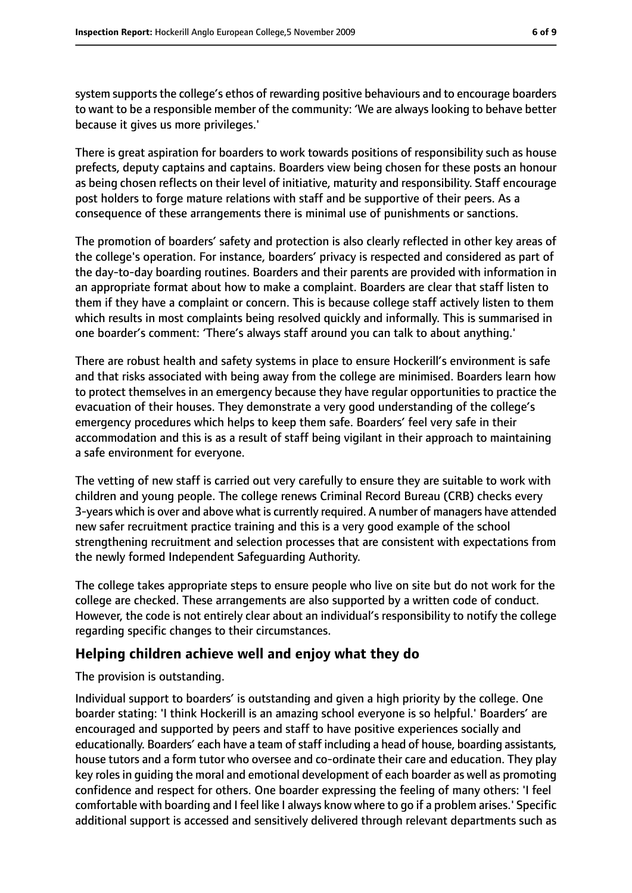system supports the college's ethos of rewarding positive behaviours and to encourage boarders to want to be a responsible member of the community: 'We are always looking to behave better because it gives us more privileges.'

There is great aspiration for boarders to work towards positions of responsibility such as house prefects, deputy captains and captains. Boarders view being chosen for these posts an honour as being chosen reflects on their level of initiative, maturity and responsibility. Staff encourage post holders to forge mature relations with staff and be supportive of their peers. As a consequence of these arrangements there is minimal use of punishments or sanctions.

The promotion of boarders' safety and protection is also clearly reflected in other key areas of the college's operation. For instance, boarders' privacy is respected and considered as part of the day-to-day boarding routines. Boarders and their parents are provided with information in an appropriate format about how to make a complaint. Boarders are clear that staff listen to them if they have a complaint or concern. This is because college staff actively listen to them which results in most complaints being resolved quickly and informally. This is summarised in one boarder's comment: 'There's always staff around you can talk to about anything.'

There are robust health and safety systems in place to ensure Hockerill's environment is safe and that risks associated with being away from the college are minimised. Boarders learn how to protect themselves in an emergency because they have regular opportunities to practice the evacuation of their houses. They demonstrate a very good understanding of the college's emergency procedures which helps to keep them safe. Boarders' feel very safe in their accommodation and this is as a result of staff being vigilant in their approach to maintaining a safe environment for everyone.

The vetting of new staff is carried out very carefully to ensure they are suitable to work with children and young people. The college renews Criminal Record Bureau (CRB) checks every 3-years which is over and above what is currently required. A number of managers have attended new safer recruitment practice training and this is a very good example of the school strengthening recruitment and selection processes that are consistent with expectations from the newly formed Independent Safeguarding Authority.

The college takes appropriate steps to ensure people who live on site but do not work for the college are checked. These arrangements are also supported by a written code of conduct. However, the code is not entirely clear about an individual's responsibility to notify the college regarding specific changes to their circumstances.

## Helping children achieve well and enjoy what they do

The provision is outstanding.

Individual support to boarders' is outstanding and given a high priority by the college. One boarder stating: 'I think Hockerill is an amazing school everyone is so helpful.' Boarders' are encouraged and supported by peers and staff to have positive experiences socially and educationally. Boarders' each have a team of staff including a head of house, boarding assistants, house tutors and a form tutor who oversee and co-ordinate their care and education. They play key roles in guiding the moral and emotional development of each boarder as well as promoting confidence and respect for others. One boarder expressing the feeling of many others: 'I feel comfortable with boarding and I feel like I always know where to go if a problem arises.' Specific additional support is accessed and sensitively delivered through relevant departments such as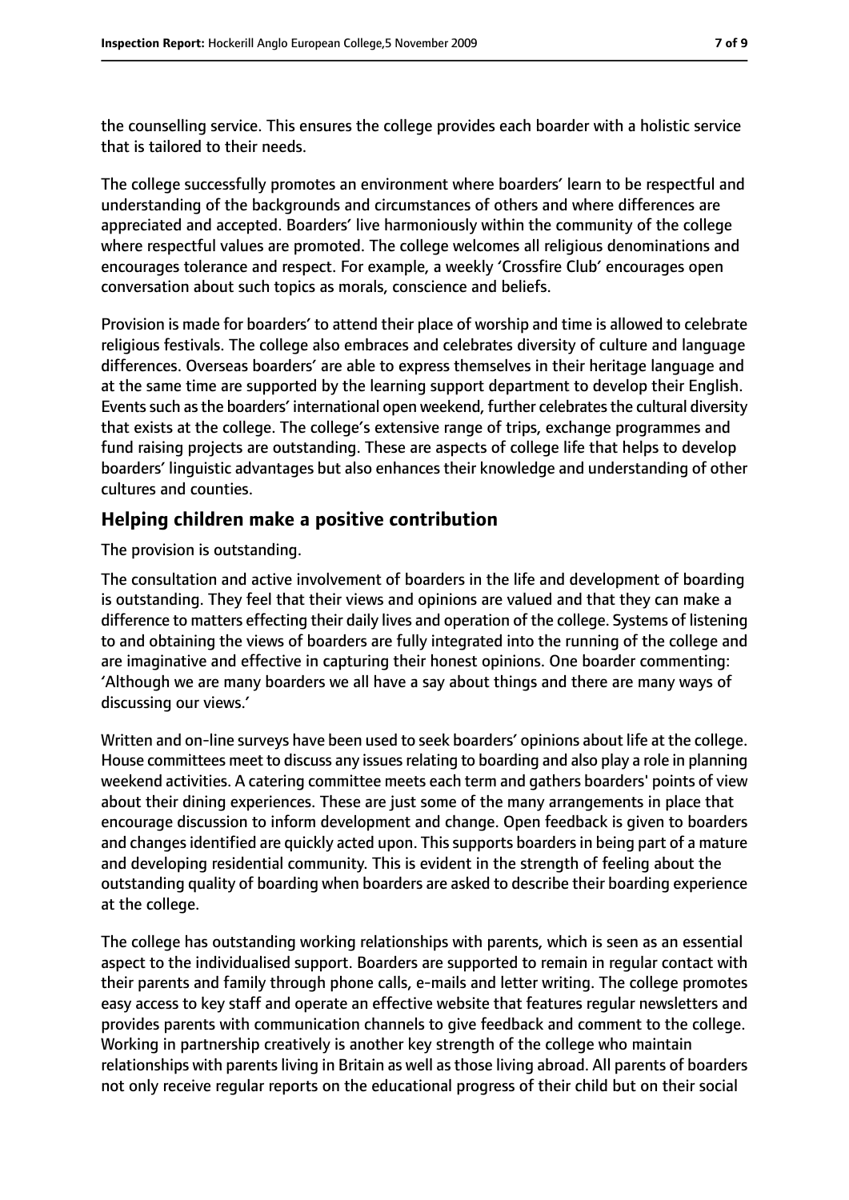the counselling service. This ensures the college provides each boarder with a holistic service that is tailored to their needs.

The college successfully promotes an environment where boarders' learn to be respectful and understanding of the backgrounds and circumstances of others and where differences are appreciated and accepted. Boarders' live harmoniously within the community of the college where respectful values are promoted. The college welcomes all religious denominations and encourages tolerance and respect. For example, a weekly 'Crossfire Club' encourages open conversation about such topics as morals, conscience and beliefs.

Provision is made for boarders' to attend their place of worship and time is allowed to celebrate religious festivals. The college also embraces and celebrates diversity of culture and language differences. Overseas boarders' are able to express themselves in their heritage language and at the same time are supported by the learning support department to develop their English. Events such as the boarders' international open weekend, further celebrates the cultural diversity that exists at the college. The college's extensive range of trips, exchange programmes and fund raising projects are outstanding. These are aspects of college life that helps to develop boarders' linguistic advantages but also enhances their knowledge and understanding of other cultures and counties.

## Helping children make a positive contribution

The provision is outstanding.

The consultation and active involvement of boarders in the life and development of boarding is outstanding. They feel that their views and opinions are valued and that they can make a difference to matters effecting their daily lives and operation of the college. Systems of listening to and obtaining the views of boarders are fully integrated into the running of the college and are imaginative and effective in capturing their honest opinions. One boarder commenting: 'Although we are many boarders we all have a say about things and there are many ways of discussing our views.'

Written and on-line surveys have been used to seek boarders' opinions about life at the college. House committees meet to discuss any issues relating to boarding and also play a role in planning weekend activities. A catering committee meets each term and gathers boarders' points of view about their dining experiences. These are just some of the many arrangements in place that encourage discussion to inform development and change. Open feedback is given to boarders and changes identified are quickly acted upon. This supports boarders in being part of a mature and developing residential community. This is evident in the strength of feeling about the outstanding quality of boarding when boarders are asked to describe their boarding experience at the college.

The college has outstanding working relationships with parents, which is seen as an essential aspect to the individualised support. Boarders are supported to remain in regular contact with their parents and family through phone calls, e-mails and letter writing. The college promotes easy access to key staff and operate an effective website that features regular newsletters and provides parents with communication channels to give feedback and comment to the college. Working in partnership creatively is another key strength of the college who maintain relationships with parents living in Britain as well as those living abroad. All parents of boarders not only receive regular reports on the educational progress of their child but on their social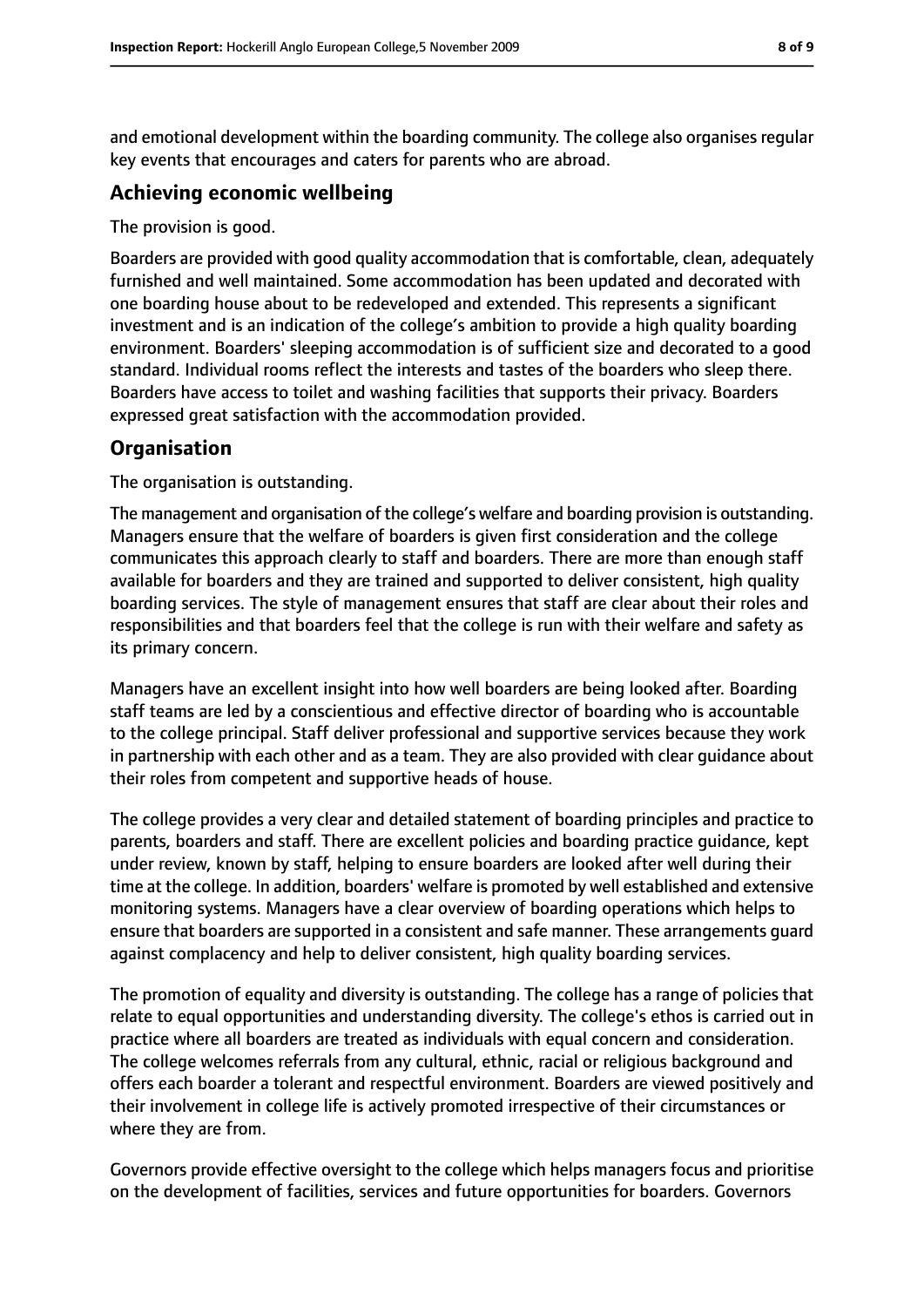and emotional development within the boarding community. The college also organises regular key events that encourages and caters for parents who are abroad.

## Achieving economic wellbeing

The provision is good.

Boarders are provided with good quality accommodation that is comfortable, clean, adequately furnished and well maintained. Some accommodation has been updated and decorated with one boarding house about to be redeveloped and extended. This represents a significant investment and is an indication of the college's ambition to provide a high quality boarding environment. Boarders' sleeping accommodation is of sufficient size and decorated to a good standard. Individual rooms reflect the interests and tastes of the boarders who sleep there. Boarders have access to toilet and washing facilities that supports their privacy. Boarders expressed great satisfaction with the accommodation provided.

## Organisation

The organisation is outstanding.

The management and organisation of the college's welfare and boarding provision is outstanding. Managers ensure that the welfare of boarders is given first consideration and the college communicates this approach clearly to staff and boarders. There are more than enough staff available for boarders and they are trained and supported to deliver consistent, high quality boarding services. The style of management ensures that staff are clear about their roles and responsibilities and that boarders feel that the college is run with their welfare and safety as its primary concern.

Managers have an excellent insight into how well boarders are being looked after. Boarding staff teams are led by a conscientious and effective director of boarding who is accountable to the college principal. Staff deliver professional and supportive services because they work in partnership with each other and as a team. They are also provided with clear guidance about their roles from competent and supportive heads of house.

The college provides a very clear and detailed statement of boarding principles and practice to parents, boarders and staff. There are excellent policies and boarding practice guidance, kept under review, known by staff, helping to ensure boarders are looked after well during their time at the college. In addition, boarders' welfare is promoted by well established and extensive monitoring systems. Managers have a clear overview of boarding operations which helps to ensure that boarders are supported in a consistent and safe manner. These arrangements guard against complacency and help to deliver consistent, high quality boarding services.

The promotion of equality and diversity is outstanding. The college has a range of policies that relate to equal opportunities and understanding diversity. The college's ethos is carried out in practice where all boarders are treated as individuals with equal concern and consideration. The college welcomes referrals from any cultural, ethnic, racial or religious background and offers each boarder a tolerant and respectful environment. Boarders are viewed positively and their involvement in college life is actively promoted irrespective of their circumstances or where they are from.

Governors provide effective oversight to the college which helps managers focus and prioritise on the development of facilities, services and future opportunities for boarders. Governors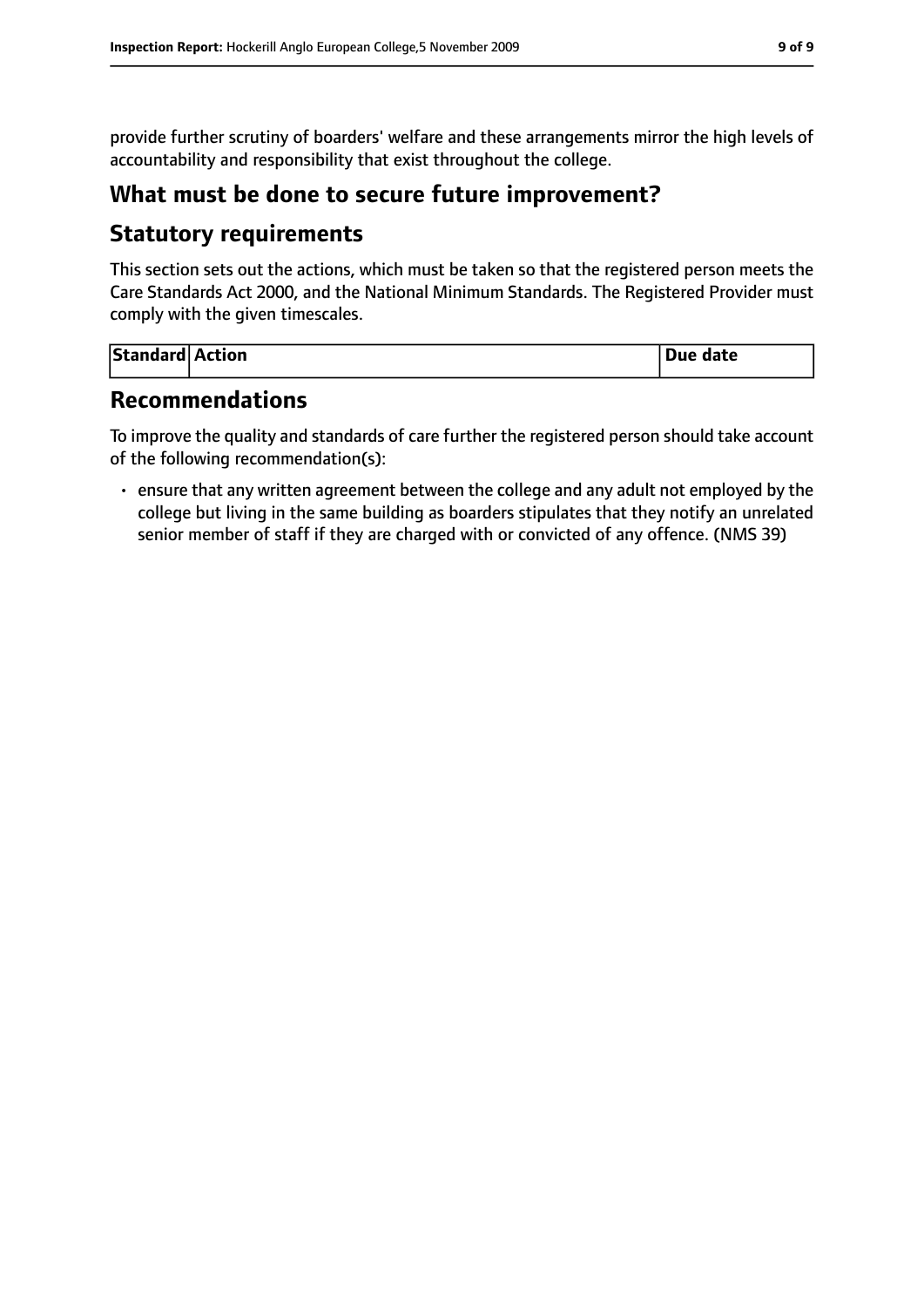provide further scrutiny of boarders' welfare and these arrangements mirror the high levels of accountability and responsibility that exist throughout the college.

## What must be done to secure future improvement?

## Statutory requirements

This section sets out the actions, which must be taken so that the registered person meets the Care Standards Act 2000, and the National Minimum Standards. The Registered Provider must comply with the given timescales.

| Standard | Action | Due date |
|---|---|---|

## Recommendations

To improve the quality and standards of care further the registered person should take account of the following recommendation(s):

- ensure that any written agreement between the college and any adult not employed by the college but living in the same building as boarders stipulates that they notify an unrelated senior member of staff if they are charged with or convicted of any offence. (NMS 39)